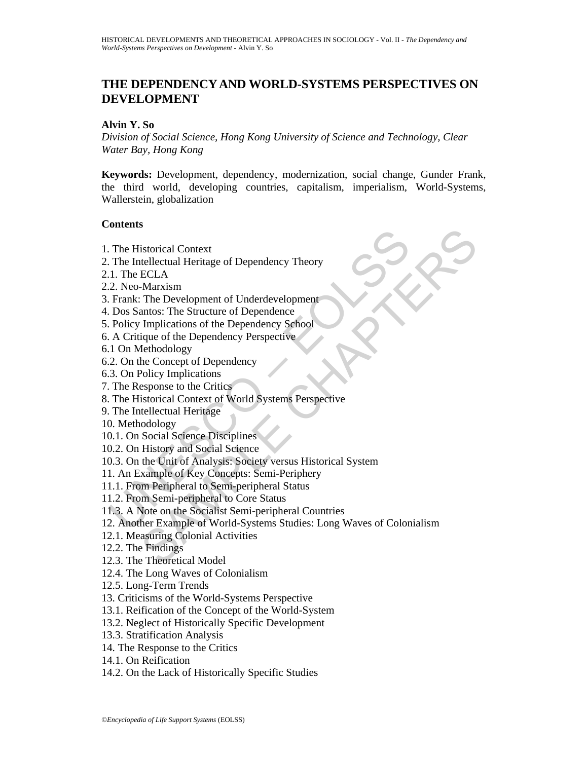# THE DEPENDENCY AND WORLD-SYSTEMS PERSPECTIVES ON DEVELOPMENT

**Alvin Y. So**

*Division of Social Science, Hong Kong University of Science and Technology, Clear Water Bay, Hong Kong*

**Keywords:** Development, dependency, modernization, social change, Gunder Frank, the third world, developing countries, capitalism, imperialism, World-Systems, Wallerstein, globalization

**Contents**

1. The Historical Context
2. The Intellectual Heritage of Dependency Theory
2.1. The ECLA
2.2. Neo-Marxism
3. Frank: The Development of Underdevelopment
4. Dos Santos: The Structure of Dependence
5. Policy Implications of the Dependency School
6. A Critique of the Dependency Perspective
6.1 On Methodology
6.2. On the Concept of Dependency
6.3. On Policy Implications
7. The Response to the Critics
8. The Historical Context of World Systems Perspective
9. The Intellectual Heritage
10. Methodology
10.1. On Social Science Disciplines
10.2. On History and Social Science
10.3. On the Unit of Analysis: Society versus Historical System
11. An Example of Key Concepts: Semi-Periphery
11.1. From Peripheral to Semi-peripheral Status
11.2. From Semi-peripheral to Core Status
11.3. A Note on the Socialist Semi-peripheral Countries
12. Another Example of World-Systems Studies: Long Waves of Colonialism
12.1. Measuring Colonial Activities
12.2. The Findings
12.3. The Theoretical Model
12.4. The Long Waves of Colonialism
12.5. Long-Term Trends
13. Criticisms of the World-Systems Perspective
13.1. Reification of the Concept of the World-System
13.2. Neglect of Historically Specific Development
13.3. Stratification Analysis
14. The Response to the Critics
14.1. On Reification
14.2. On the Lack of Historically Specific Studies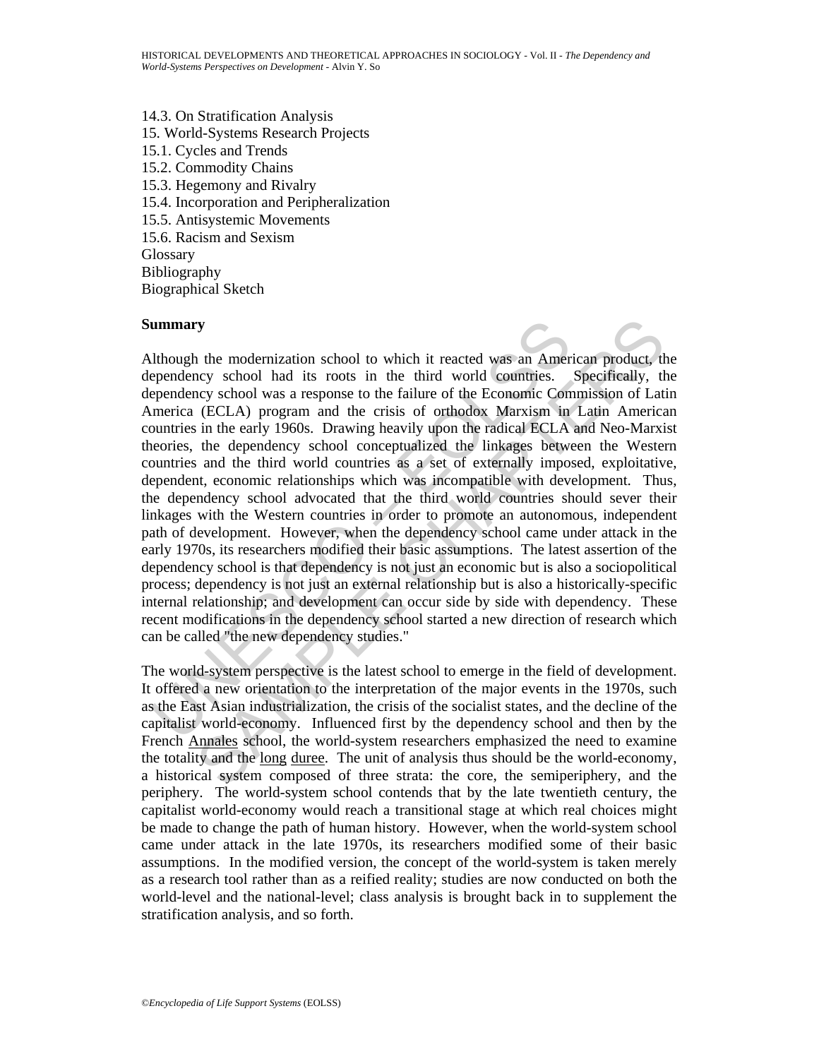14.3. On Stratification Analysis
15. World-Systems Research Projects
15.1. Cycles and Trends
15.2. Commodity Chains
15.3. Hegemony and Rivalry
15.4. Incorporation and Peripheralization
15.5. Antisystemic Movements
15.6. Racism and Sexism
Glossary
Bibliography
Biographical Sketch

## Summary

Although the modernization school to which it reacted was an American product, the dependency school had its roots in the third world countries. Specifically, the dependency school was a response to the failure of the Economic Commission of Latin America (ECLA) program and the crisis of orthodox Marxism in Latin American countries in the early 1960s. Drawing heavily upon the radical ECLA and Neo-Marxist theories, the dependency school conceptualized the linkages between the Western countries and the third world countries as a set of externally imposed, exploitative, dependent, economic relationships which was incompatible with development. Thus, the dependency school advocated that the third world countries should sever their linkages with the Western countries in order to promote an autonomous, independent path of development. However, when the dependency school came under attack in the early 1970s, its researchers modified their basic assumptions. The latest assertion of the dependency school is that dependency is not just an economic but is also a sociopolitical process; dependency is not just an external relationship but is also a historically-specific internal relationship; and development can occur side by side with dependency. These recent modifications in the dependency school started a new direction of research which can be called "the new dependency studies."

The world-system perspective is the latest school to emerge in the field of development. It offered a new orientation to the interpretation of the major events in the 1970s, such as the East Asian industrialization, the crisis of the socialist states, and the decline of the capitalist world-economy. Influenced first by the dependency school and then by the French Annales school, the world-system researchers emphasized the need to examine the totality and the long duree. The unit of analysis thus should be the world-economy, a historical system composed of three strata: the core, the semiperiphery, and the periphery. The world-system school contends that by the late twentieth century, the capitalist world-economy would reach a transitional stage at which real choices might be made to change the path of human history. However, when the world-system school came under attack in the late 1970s, its researchers modified some of their basic assumptions. In the modified version, the concept of the world-system is taken merely as a research tool rather than as a reified reality; studies are now conducted on both the world-level and the national-level; class analysis is brought back in to supplement the stratification analysis, and so forth.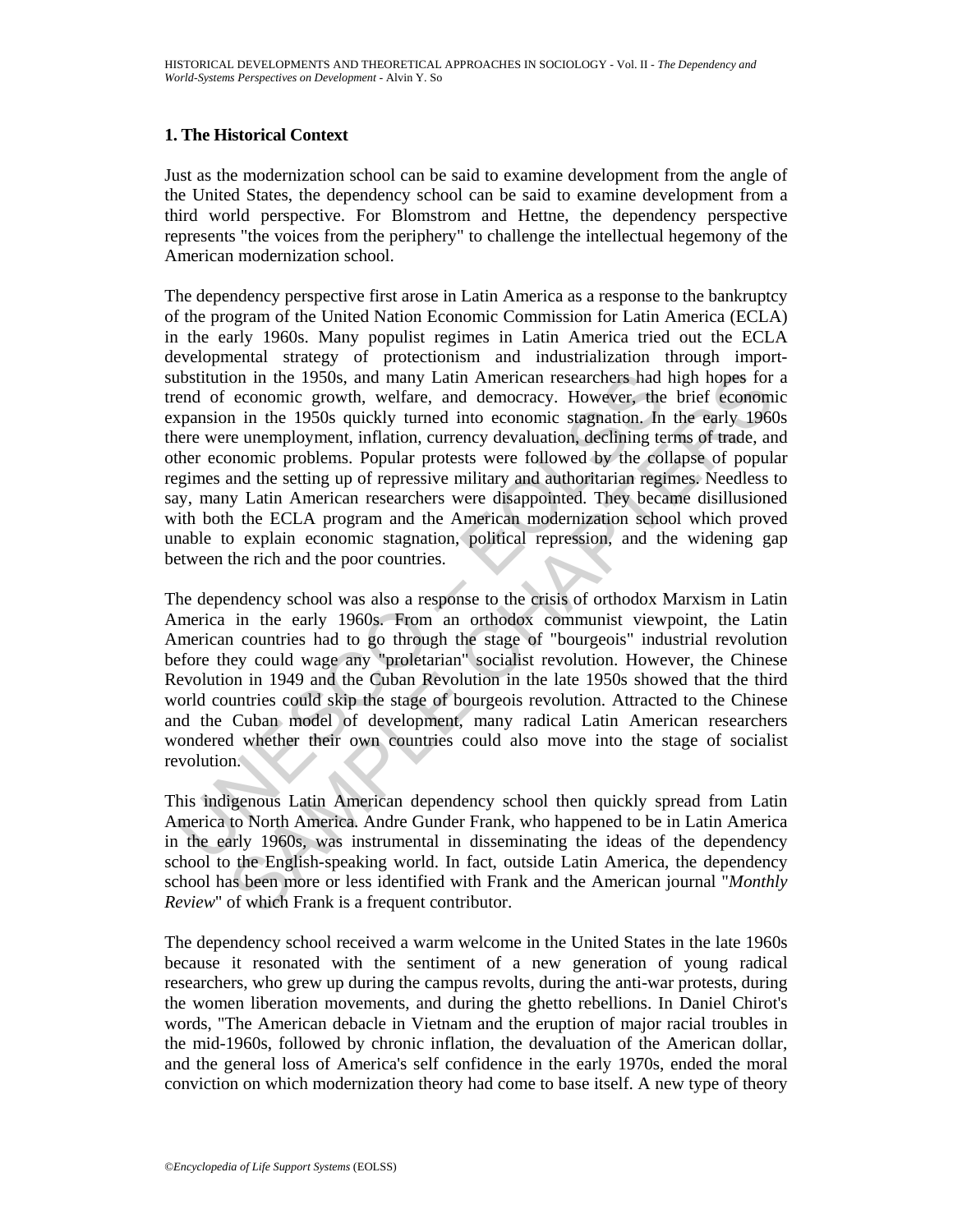## 1. The Historical Context

Just as the modernization school can be said to examine development from the angle of the United States, the dependency school can be said to examine development from a third world perspective. For Blomstrom and Hettne, the dependency perspective represents "the voices from the periphery" to challenge the intellectual hegemony of the American modernization school.

The dependency perspective first arose in Latin America as a response to the bankruptcy of the program of the United Nation Economic Commission for Latin America (ECLA) in the early 1960s. Many populist regimes in Latin America tried out the ECLA developmental strategy of protectionism and industrialization through import-substitution in the 1950s, and many Latin American researchers had high hopes for a trend of economic growth, welfare, and democracy. However, the brief economic expansion in the 1950s quickly turned into economic stagnation. In the early 1960s there were unemployment, inflation, currency devaluation, declining terms of trade, and other economic problems. Popular protests were followed by the collapse of popular regimes and the setting up of repressive military and authoritarian regimes. Needless to say, many Latin American researchers were disappointed. They became disillusioned with both the ECLA program and the American modernization school which proved unable to explain economic stagnation, political repression, and the widening gap between the rich and the poor countries.

The dependency school was also a response to the crisis of orthodox Marxism in Latin America in the early 1960s. From an orthodox communist viewpoint, the Latin American countries had to go through the stage of "bourgeois" industrial revolution before they could wage any "proletarian" socialist revolution. However, the Chinese Revolution in 1949 and the Cuban Revolution in the late 1950s showed that the third world countries could skip the stage of bourgeois revolution. Attracted to the Chinese and the Cuban model of development, many radical Latin American researchers wondered whether their own countries could also move into the stage of socialist revolution.

This indigenous Latin American dependency school then quickly spread from Latin America to North America. Andre Gunder Frank, who happened to be in Latin America in the early 1960s, was instrumental in disseminating the ideas of the dependency school to the English-speaking world. In fact, outside Latin America, the dependency school has been more or less identified with Frank and the American journal "*Monthly Review*" of which Frank is a frequent contributor.

The dependency school received a warm welcome in the United States in the late 1960s because it resonated with the sentiment of a new generation of young radical researchers, who grew up during the campus revolts, during the anti-war protests, during the women liberation movements, and during the ghetto rebellions. In Daniel Chirot's words, "The American debacle in Vietnam and the eruption of major racial troubles in the mid-1960s, followed by chronic inflation, the devaluation of the American dollar, and the general loss of America's self confidence in the early 1970s, ended the moral conviction on which modernization theory had come to base itself. A new type of theory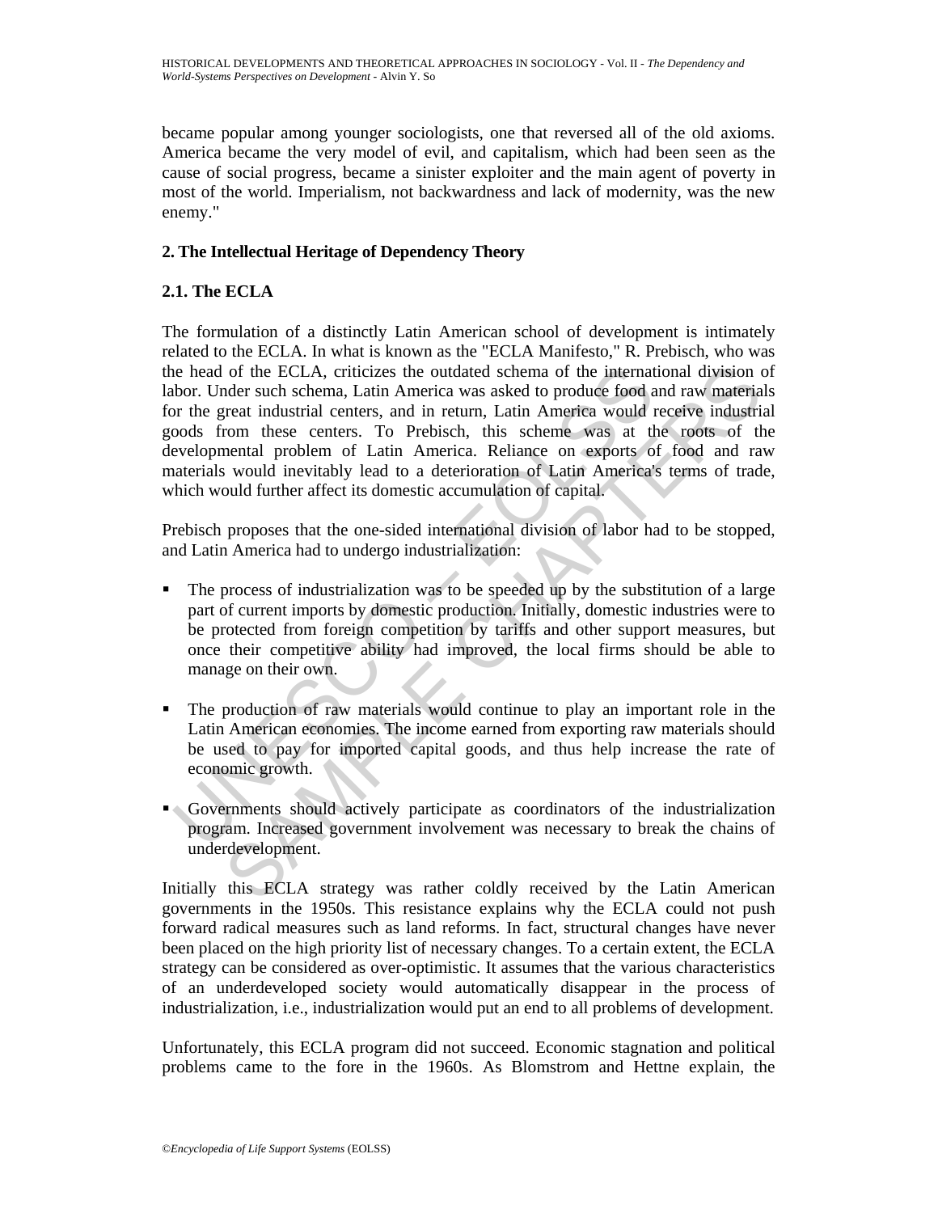became popular among younger sociologists, one that reversed all of the old axioms. America became the very model of evil, and capitalism, which had been seen as the cause of social progress, became a sinister exploiter and the main agent of poverty in most of the world. Imperialism, not backwardness and lack of modernity, was the new enemy."

## 2. The Intellectual Heritage of Dependency Theory

### 2.1. The ECLA

The formulation of a distinctly Latin American school of development is intimately related to the ECLA. In what is known as the "ECLA Manifesto," R. Prebisch, who was the head of the ECLA, criticizes the outdated schema of the international division of labor. Under such schema, Latin America was asked to produce food and raw materials for the great industrial centers, and in return, Latin America would receive industrial goods from these centers. To Prebisch, this scheme was at the roots of the developmental problem of Latin America. Reliance on exports of food and raw materials would inevitably lead to a deterioration of Latin America's terms of trade, which would further affect its domestic accumulation of capital.

Prebisch proposes that the one-sided international division of labor had to be stopped, and Latin America had to undergo industrialization:

- The process of industrialization was to be speeded up by the substitution of a large part of current imports by domestic production. Initially, domestic industries were to be protected from foreign competition by tariffs and other support measures, but once their competitive ability had improved, the local firms should be able to manage on their own.
- The production of raw materials would continue to play an important role in the Latin American economies. The income earned from exporting raw materials should be used to pay for imported capital goods, and thus help increase the rate of economic growth.
- Governments should actively participate as coordinators of the industrialization program. Increased government involvement was necessary to break the chains of underdevelopment.

Initially this ECLA strategy was rather coldly received by the Latin American governments in the 1950s. This resistance explains why the ECLA could not push forward radical measures such as land reforms. In fact, structural changes have never been placed on the high priority list of necessary changes. To a certain extent, the ECLA strategy can be considered as over-optimistic. It assumes that the various characteristics of an underdeveloped society would automatically disappear in the process of industrialization, i.e., industrialization would put an end to all problems of development.

Unfortunately, this ECLA program did not succeed. Economic stagnation and political problems came to the fore in the 1960s. As Blomstrom and Hettne explain, the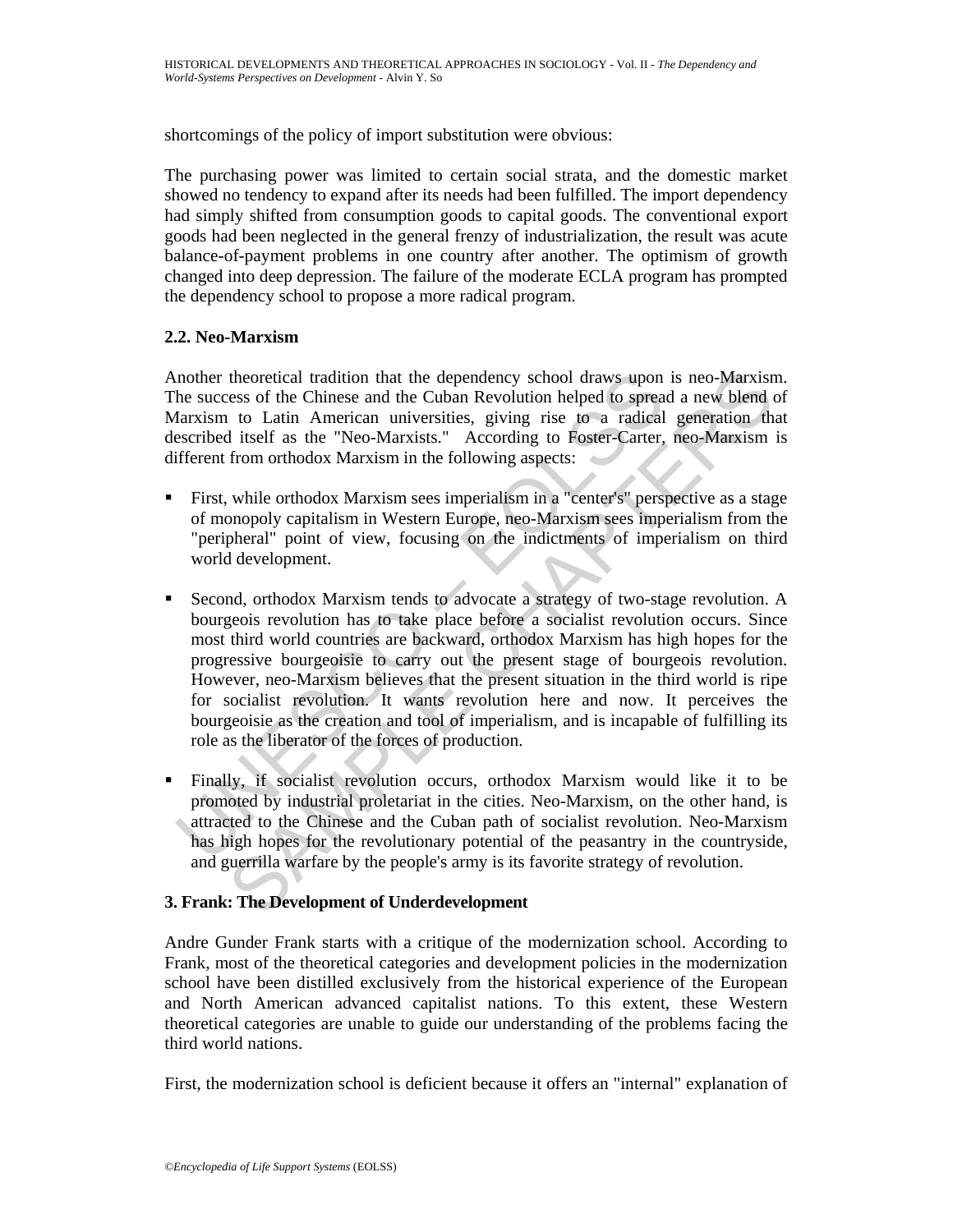shortcomings of the policy of import substitution were obvious:

The purchasing power was limited to certain social strata, and the domestic market showed no tendency to expand after its needs had been fulfilled. The import dependency had simply shifted from consumption goods to capital goods. The conventional export goods had been neglected in the general frenzy of industrialization, the result was acute balance-of-payment problems in one country after another. The optimism of growth changed into deep depression. The failure of the moderate ECLA program has prompted the dependency school to propose a more radical program.

### 2.2. Neo-Marxism

Another theoretical tradition that the dependency school draws upon is neo-Marxism. The success of the Chinese and the Cuban Revolution helped to spread a new blend of Marxism to Latin American universities, giving rise to a radical generation that described itself as the "Neo-Marxists." According to Foster-Carter, neo-Marxism is different from orthodox Marxism in the following aspects:

- First, while orthodox Marxism sees imperialism in a "center's" perspective as a stage of monopoly capitalism in Western Europe, neo-Marxism sees imperialism from the "peripheral" point of view, focusing on the indictments of imperialism on third world development.

- Second, orthodox Marxism tends to advocate a strategy of two-stage revolution. A bourgeois revolution has to take place before a socialist revolution occurs. Since most third world countries are backward, orthodox Marxism has high hopes for the progressive bourgeoisie to carry out the present stage of bourgeois revolution. However, neo-Marxism believes that the present situation in the third world is ripe for socialist revolution. It wants revolution here and now. It perceives the bourgeoisie as the creation and tool of imperialism, and is incapable of fulfilling its role as the liberator of the forces of production.

- Finally, if socialist revolution occurs, orthodox Marxism would like it to be promoted by industrial proletariat in the cities. Neo-Marxism, on the other hand, is attracted to the Chinese and the Cuban path of socialist revolution. Neo-Marxism has high hopes for the revolutionary potential of the peasantry in the countryside, and guerrilla warfare by the people's army is its favorite strategy of revolution.

## 3. Frank: The Development of Underdevelopment

Andre Gunder Frank starts with a critique of the modernization school. According to Frank, most of the theoretical categories and development policies in the modernization school have been distilled exclusively from the historical experience of the European and North American advanced capitalist nations. To this extent, these Western theoretical categories are unable to guide our understanding of the problems facing the third world nations.

First, the modernization school is deficient because it offers an "internal" explanation of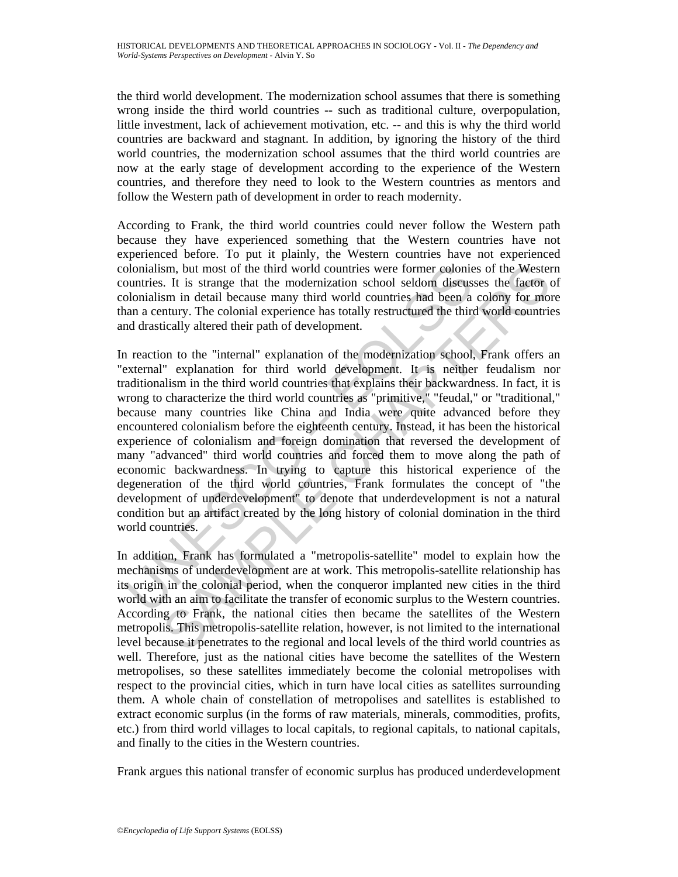the third world development. The modernization school assumes that there is something wrong inside the third world countries -- such as traditional culture, overpopulation, little investment, lack of achievement motivation, etc. -- and this is why the third world countries are backward and stagnant. In addition, by ignoring the history of the third world countries, the modernization school assumes that the third world countries are now at the early stage of development according to the experience of the Western countries, and therefore they need to look to the Western countries as mentors and follow the Western path of development in order to reach modernity.

According to Frank, the third world countries could never follow the Western path because they have experienced something that the Western countries have not experienced before. To put it plainly, the Western countries have not experienced colonialism, but most of the third world countries were former colonies of the Western countries. It is strange that the modernization school seldom discusses the factor of colonialism in detail because many third world countries had been a colony for more than a century. The colonial experience has totally restructured the third world countries and drastically altered their path of development.

In reaction to the "internal" explanation of the modernization school, Frank offers an "external" explanation for third world development. It is neither feudalism nor traditionalism in the third world countries that explains their backwardness. In fact, it is wrong to characterize the third world countries as "primitive," "feudal," or "traditional," because many countries like China and India were quite advanced before they encountered colonialism before the eighteenth century. Instead, it has been the historical experience of colonialism and foreign domination that reversed the development of many "advanced" third world countries and forced them to move along the path of economic backwardness. In trying to capture this historical experience of the degeneration of the third world countries, Frank formulates the concept of "the development of underdevelopment" to denote that underdevelopment is not a natural condition but an artifact created by the long history of colonial domination in the third world countries.

In addition, Frank has formulated a "metropolis-satellite" model to explain how the mechanisms of underdevelopment are at work. This metropolis-satellite relationship has its origin in the colonial period, when the conqueror implanted new cities in the third world with an aim to facilitate the transfer of economic surplus to the Western countries. According to Frank, the national cities then became the satellites of the Western metropolis. This metropolis-satellite relation, however, is not limited to the international level because it penetrates to the regional and local levels of the third world countries as well. Therefore, just as the national cities have become the satellites of the Western metropolises, so these satellites immediately become the colonial metropolises with respect to the provincial cities, which in turn have local cities as satellites surrounding them. A whole chain of constellation of metropolises and satellites is established to extract economic surplus (in the forms of raw materials, minerals, commodities, profits, etc.) from third world villages to local capitals, to regional capitals, to national capitals, and finally to the cities in the Western countries.

Frank argues this national transfer of economic surplus has produced underdevelopment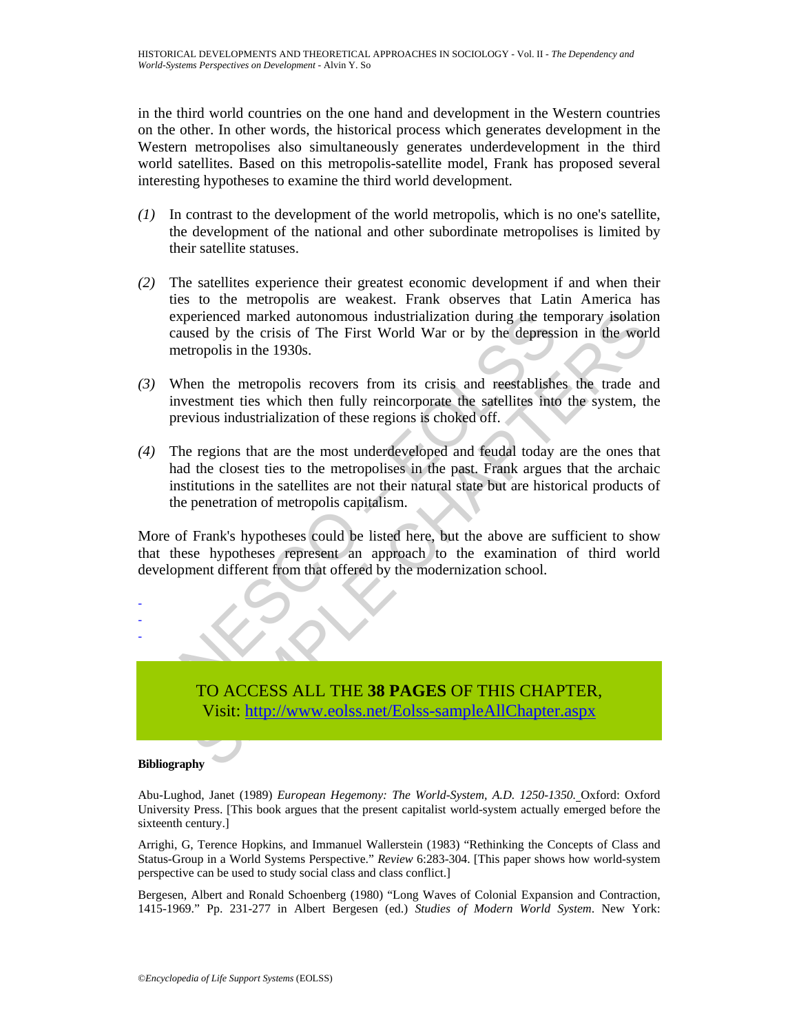in the third world countries on the one hand and development in the Western countries on the other. In other words, the historical process which generates development in the Western metropolises also simultaneously generates underdevelopment in the third world satellites. Based on this metropolis-satellite model, Frank has proposed several interesting hypotheses to examine the third world development.

*(1)* In contrast to the development of the world metropolis, which is no one's satellite, the development of the national and other subordinate metropolises is limited by their satellite statuses.

*(2)* The satellites experience their greatest economic development if and when their ties to the metropolis are weakest. Frank observes that Latin America has experienced marked autonomous industrialization during the temporary isolation caused by the crisis of The First World War or by the depression in the world metropolis in the 1930s.

*(3)* When the metropolis recovers from its crisis and reestablishes the trade and investment ties which then fully reincorporate the satellites into the system, the previous industrialization of these regions is choked off.

*(4)* The regions that are the most underdeveloped and feudal today are the ones that had the closest ties to the metropolises in the past. Frank argues that the archaic institutions in the satellites are not their natural state but are historical products of the penetration of metropolis capitalism.

More of Frank's hypotheses could be listed here, but the above are sufficient to show that these hypotheses represent an approach to the examination of third world development different from that offered by the modernization school.

-
-
-

TO ACCESS ALL THE **38 PAGES** OF THIS CHAPTER,
Visit: http://www.eolss.net/Eolss-sampleAllChapter.aspx

**Bibliography**

Abu-Lughod, Janet (1989) *European Hegemony: The World-System, A.D. 1250-1350.* Oxford: Oxford University Press. [This book argues that the present capitalist world-system actually emerged before the sixteenth century.]

Arrighi, G, Terence Hopkins, and Immanuel Wallerstein (1983) "Rethinking the Concepts of Class and Status-Group in a World Systems Perspective." *Review* 6:283-304. [This paper shows how world-system perspective can be used to study social class and class conflict.]

Bergesen, Albert and Ronald Schoenberg (1980) "Long Waves of Colonial Expansion and Contraction, 1415-1969." Pp. 231-277 in Albert Bergesen (ed.) *Studies of Modern World System*. New York: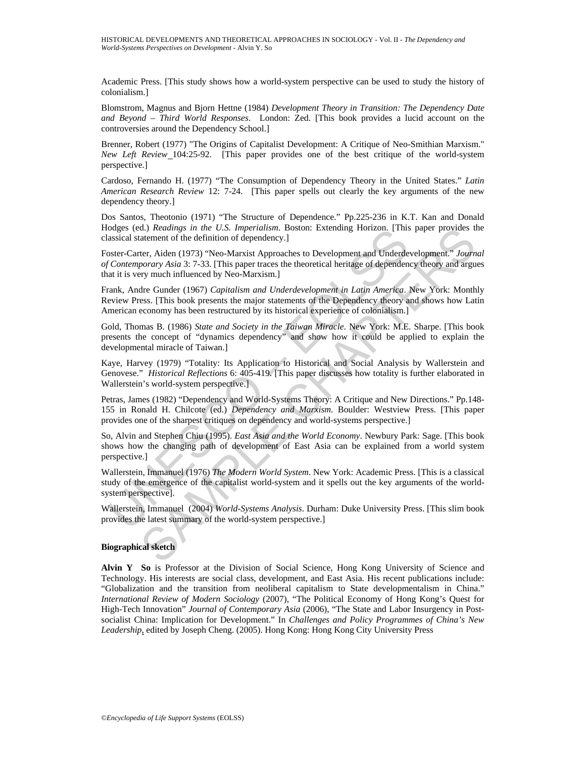Academic Press. [This study shows how a world-system perspective can be used to study the history of colonialism.]

Blomstrom, Magnus and Bjorn Hettne (1984) *Development Theory in Transition: The Dependency Date and Beyond – Third World Responses*. London: Zed. [This book provides a lucid account on the controversies around the Dependency School.]

Brenner, Robert (1977) "The Origins of Capitalist Development: A Critique of Neo-Smithian Marxism." *New Left Review* 104:25-92. [This paper provides one of the best critique of the world-system perspective.]

Cardoso, Fernando H. (1977) "The Consumption of Dependency Theory in the United States." *Latin American Research Review* 12: 7-24. [This paper spells out clearly the key arguments of the new dependency theory.]

Dos Santos, Theotonio (1971) "The Structure of Dependence." Pp.225-236 in K.T. Kan and Donald Hodges (ed.) *Readings in the U.S. Imperialism*. Boston: Extending Horizon. [This paper provides the classical statement of the definition of dependency.]

Foster-Carter, Aiden (1973) "Neo-Marxist Approaches to Development and Underdevelopment." *Journal of Contemporary Asia* 3: 7-33. [This paper traces the theoretical heritage of dependency theory and argues that it is very much influenced by Neo-Marxism.]

Frank, Andre Gunder (1967) *Capitalism and Underdevelopment in Latin America*. New York: Monthly Review Press. [This book presents the major statements of the Dependency theory and shows how Latin American economy has been restructured by its historical experience of colonialism.]

Gold, Thomas B. (1986) *State and Society in the Taiwan Miracle*. New York: M.E. Sharpe. [This book presents the concept of "dynamics dependency" and show how it could be applied to explain the developmental miracle of Taiwan.]

Kaye, Harvey (1979) "Totality: Its Application to Historical and Social Analysis by Wallerstein and Genovese." *Historical Reflections* 6: 405-419. [This paper discusses how totality is further elaborated in Wallerstein's world-system perspective.]

Petras, James (1982) "Dependency and World-Systems Theory: A Critique and New Directions." Pp.148-155 in Ronald H. Chilcote (ed.) *Dependency and Marxism*. Boulder: Westview Press. [This paper provides one of the sharpest critiques on dependency and world-systems perspective.]

So, Alvin and Stephen Chiu (1995). *East Asia and the World Economy*. Newbury Park: Sage. [This book shows how the changing path of development of East Asia can be explained from a world system perspective.]

Wallerstein, Immanuel (1976) *The Modern World System*. New York: Academic Press. [This is a classical study of the emergence of the capitalist world-system and it spells out the key arguments of the world-system perspective].

Wallerstein, Immanuel (2004) *World-Systems Analysis*. Durham: Duke University Press. [This slim book provides the latest summary of the world-system perspective.]

**Biographical sketch**

**Alvin Y So** is Professor at the Division of Social Science, Hong Kong University of Science and Technology. His interests are social class, development, and East Asia. His recent publications include: "Globalization and the transition from neoliberal capitalism to State developmentalism in China." *International Review of Modern Sociology* (2007), "The Political Economy of Hong Kong's Quest for High-Tech Innovation" *Journal of Contemporary Asia* (2006), "The State and Labor Insurgency in Post-socialist China: Implication for Development." In *Challenges and Policy Programmes of China's New Leadership*, edited by Joseph Cheng. (2005). Hong Kong: Hong Kong City University Press